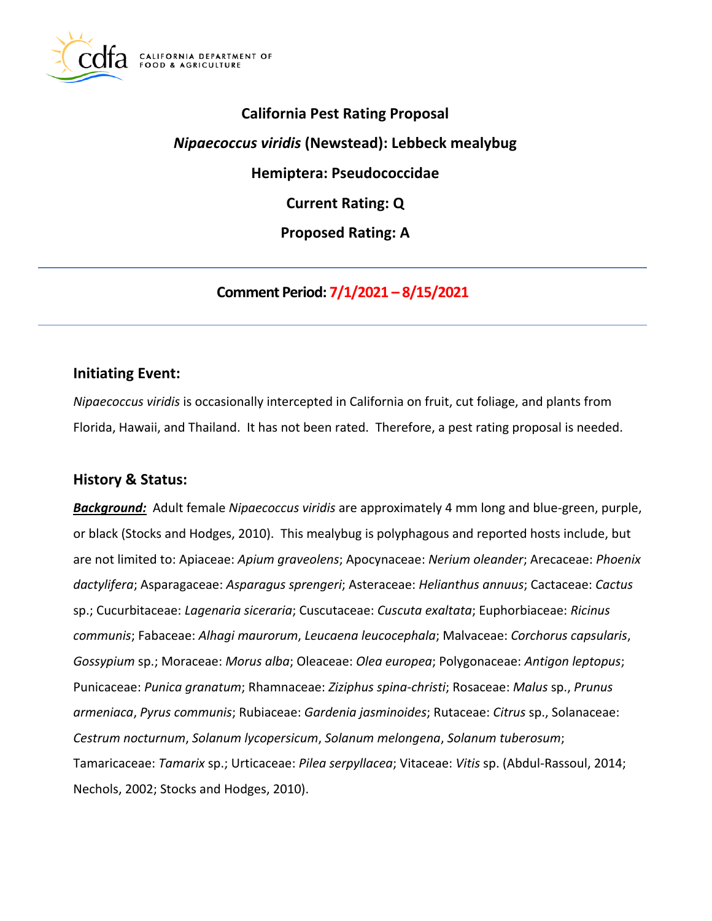# California Pest Rating Proposal

## *Nipaecoccus viridis* (Newstead): Lebbeck mealybug

## Hemiptera: Pseudococcidae

## Current Rating: Q

## Proposed Rating: A

---

**Comment Period: 7/1/2021 – 8/15/2021**

---

## Initiating Event:

*Nipaecoccus viridis* is occasionally intercepted in California on fruit, cut foliage, and plants from Florida, Hawaii, and Thailand. It has not been rated. Therefore, a pest rating proposal is needed.

## History & Status:

***Background:*** Adult female *Nipaecoccus viridis* are approximately 4 mm long and blue-green, purple, or black (Stocks and Hodges, 2010). This mealybug is polyphagous and reported hosts include, but are not limited to: Apiaceae: *Apium graveolens*; Apocynaceae: *Nerium oleander*; Arecaceae: *Phoenix dactylifera*; Asparagaceae: *Asparagus sprengeri*; Asteraceae: *Helianthus annuus*; Cactaceae: *Cactus* sp.; Cucurbitaceae: *Lagenaria siceraria*; Cuscutaceae: *Cuscuta exaltata*; Euphorbiaceae: *Ricinus communis*; Fabaceae: *Alhagi maurorum*, *Leucaena leucocephala*; Malvaceae: *Corchorus capsularis*, *Gossypium* sp.; Moraceae: *Morus alba*; Oleaceae: *Olea europea*; Polygonaceae: *Antigon leptopus*; Punicaceae: *Punica granatum*; Rhamnaceae: *Ziziphus spina-christi*; Rosaceae: *Malus* sp., *Prunus armeniaca*, *Pyrus communis*; Rubiaceae: *Gardenia jasminoides*; Rutaceae: *Citrus* sp., Solanaceae: *Cestrum nocturnum*, *Solanum lycopersicum*, *Solanum melongena*, *Solanum tuberosum*; Tamaricaceae: *Tamarix* sp.; Urticaceae: *Pilea serpyllacea*; Vitaceae: *Vitis* sp. (Abdul-Rassoul, 2014; Nechols, 2002; Stocks and Hodges, 2010).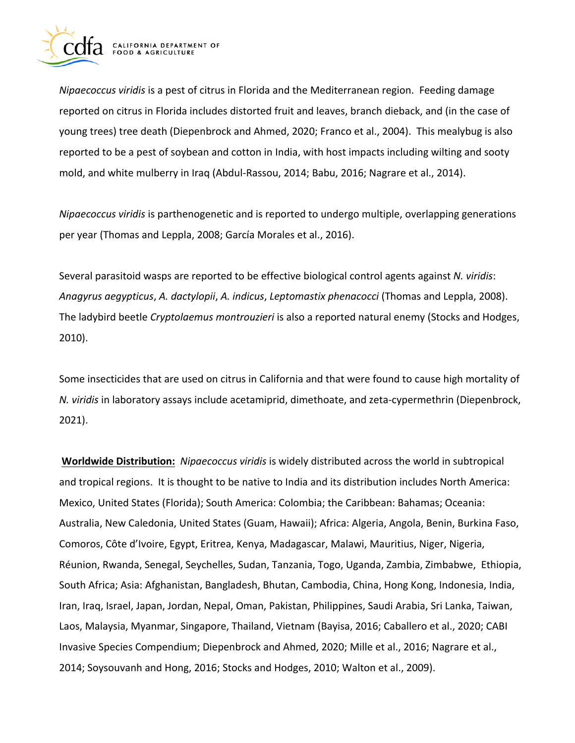*Nipaecoccus viridis* is a pest of citrus in Florida and the Mediterranean region. Feeding damage reported on citrus in Florida includes distorted fruit and leaves, branch dieback, and (in the case of young trees) tree death (Diepenbrock and Ahmed, 2020; Franco et al., 2004). This mealybug is also reported to be a pest of soybean and cotton in India, with host impacts including wilting and sooty mold, and white mulberry in Iraq (Abdul-Rassou, 2014; Babu, 2016; Nagrare et al., 2014).

*Nipaecoccus viridis* is parthenogenetic and is reported to undergo multiple, overlapping generations per year (Thomas and Leppla, 2008; García Morales et al., 2016).

Several parasitoid wasps are reported to be effective biological control agents against *N. viridis*: *Anagyrus aegypticus*, *A. dactylopii*, *A. indicus*, *Leptomastix phenacocci* (Thomas and Leppla, 2008). The ladybird beetle *Cryptolaemus montrouzieri* is also a reported natural enemy (Stocks and Hodges, 2010).

Some insecticides that are used on citrus in California and that were found to cause high mortality of *N. viridis* in laboratory assays include acetamiprid, dimethoate, and zeta-cypermethrin (Diepenbrock, 2021).

**Worldwide Distribution:** *Nipaecoccus viridis* is widely distributed across the world in subtropical and tropical regions. It is thought to be native to India and its distribution includes North America: Mexico, United States (Florida); South America: Colombia; the Caribbean: Bahamas; Oceania: Australia, New Caledonia, United States (Guam, Hawaii); Africa: Algeria, Angola, Benin, Burkina Faso, Comoros, Côte d'Ivoire, Egypt, Eritrea, Kenya, Madagascar, Malawi, Mauritius, Niger, Nigeria, Réunion, Rwanda, Senegal, Seychelles, Sudan, Tanzania, Togo, Uganda, Zambia, Zimbabwe, Ethiopia, South Africa; Asia: Afghanistan, Bangladesh, Bhutan, Cambodia, China, Hong Kong, Indonesia, India, Iran, Iraq, Israel, Japan, Jordan, Nepal, Oman, Pakistan, Philippines, Saudi Arabia, Sri Lanka, Taiwan, Laos, Malaysia, Myanmar, Singapore, Thailand, Vietnam (Bayisa, 2016; Caballero et al., 2020; CABI Invasive Species Compendium; Diepenbrock and Ahmed, 2020; Mille et al., 2016; Nagrare et al., 2014; Soysouvanh and Hong, 2016; Stocks and Hodges, 2010; Walton et al., 2009).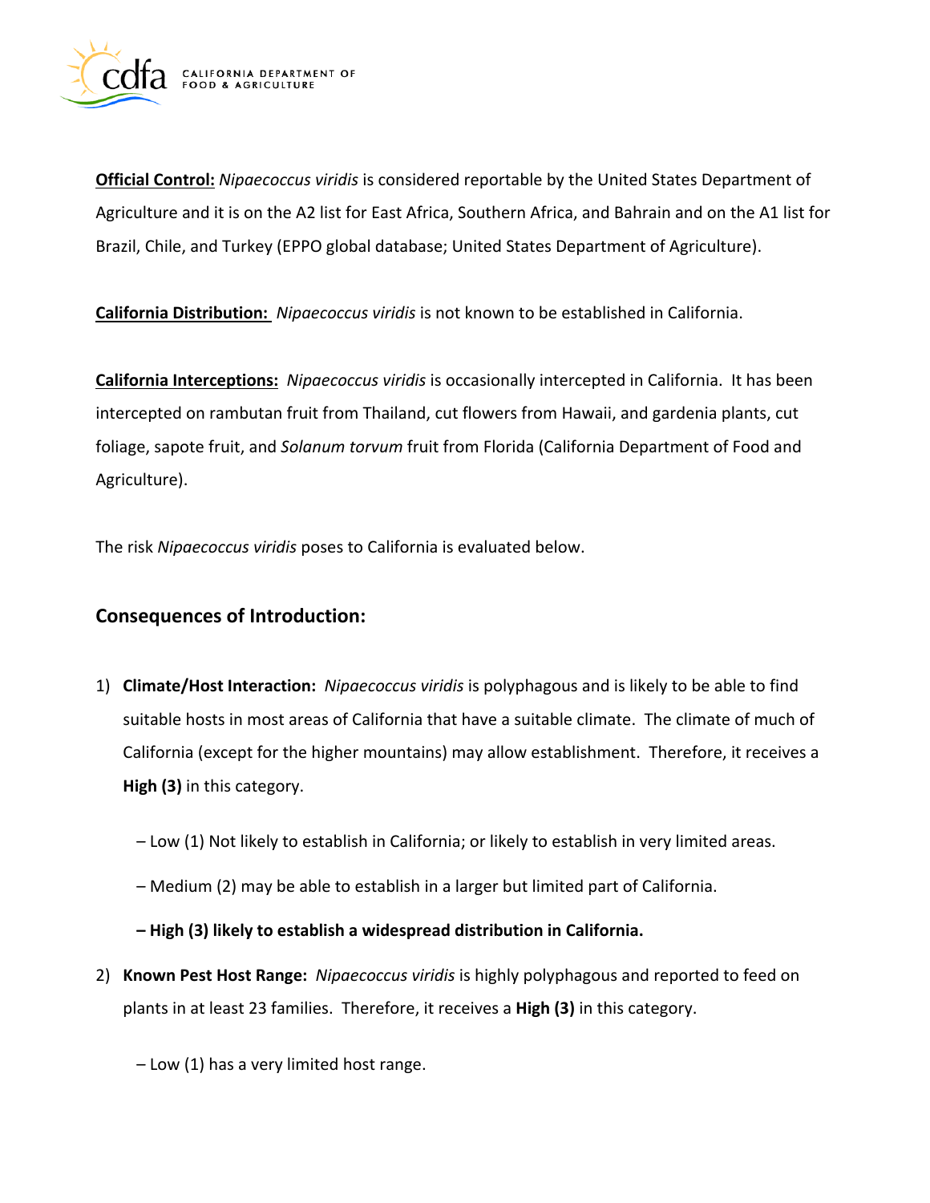**Official Control:** *Nipaecoccus viridis* is considered reportable by the United States Department of Agriculture and it is on the A2 list for East Africa, Southern Africa, and Bahrain and on the A1 list for Brazil, Chile, and Turkey (EPPO global database; United States Department of Agriculture).

**California Distribution:** *Nipaecoccus viridis* is not known to be established in California.

**California Interceptions:** *Nipaecoccus viridis* is occasionally intercepted in California. It has been intercepted on rambutan fruit from Thailand, cut flowers from Hawaii, and gardenia plants, cut foliage, sapote fruit, and *Solanum torvum* fruit from Florida (California Department of Food and Agriculture).

The risk *Nipaecoccus viridis* poses to California is evaluated below.

## Consequences of Introduction:

1) **Climate/Host Interaction:** *Nipaecoccus viridis* is polyphagous and is likely to be able to find suitable hosts in most areas of California that have a suitable climate. The climate of much of California (except for the higher mountains) may allow establishment. Therefore, it receives a **High (3)** in this category.

   – Low (1) Not likely to establish in California; or likely to establish in very limited areas.

   – Medium (2) may be able to establish in a larger but limited part of California.

   **– High (3) likely to establish a widespread distribution in California.**

2) **Known Pest Host Range:** *Nipaecoccus viridis* is highly polyphagous and reported to feed on plants in at least 23 families. Therefore, it receives a **High (3)** in this category.

   – Low (1) has a very limited host range.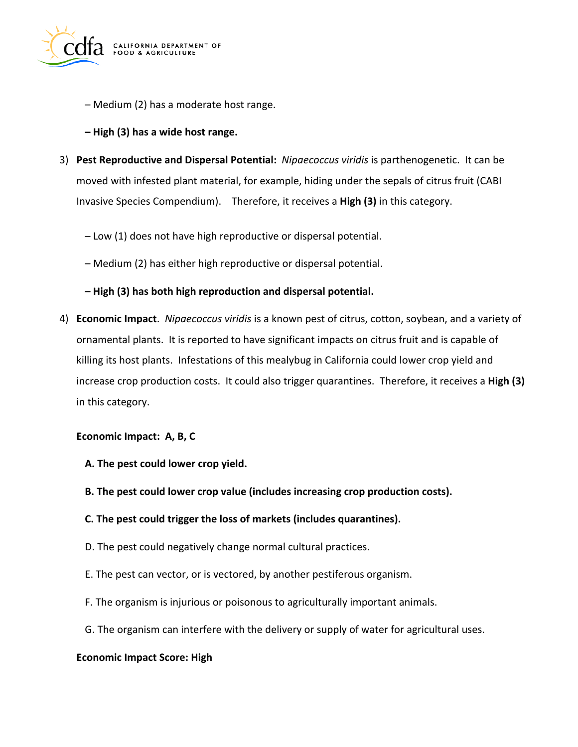– Medium (2) has a moderate host range.

**– High (3) has a wide host range.**

3) **Pest Reproductive and Dispersal Potential:** *Nipaecoccus viridis* is parthenogenetic. It can be moved with infested plant material, for example, hiding under the sepals of citrus fruit (CABI Invasive Species Compendium). Therefore, it receives a **High (3)** in this category.

   – Low (1) does not have high reproductive or dispersal potential.

   – Medium (2) has either high reproductive or dispersal potential.

   **– High (3) has both high reproduction and dispersal potential.**

4) **Economic Impact**. *Nipaecoccus viridis* is a known pest of citrus, cotton, soybean, and a variety of ornamental plants. It is reported to have significant impacts on citrus fruit and is capable of killing its host plants. Infestations of this mealybug in California could lower crop yield and increase crop production costs. It could also trigger quarantines. Therefore, it receives a **High (3)** in this category.

   **Economic Impact: A, B, C**

   **A. The pest could lower crop yield.**

   **B. The pest could lower crop value (includes increasing crop production costs).**

   **C. The pest could trigger the loss of markets (includes quarantines).**

   D. The pest could negatively change normal cultural practices.

   E. The pest can vector, or is vectored, by another pestiferous organism.

   F. The organism is injurious or poisonous to agriculturally important animals.

   G. The organism can interfere with the delivery or supply of water for agricultural uses.

   **Economic Impact Score: High**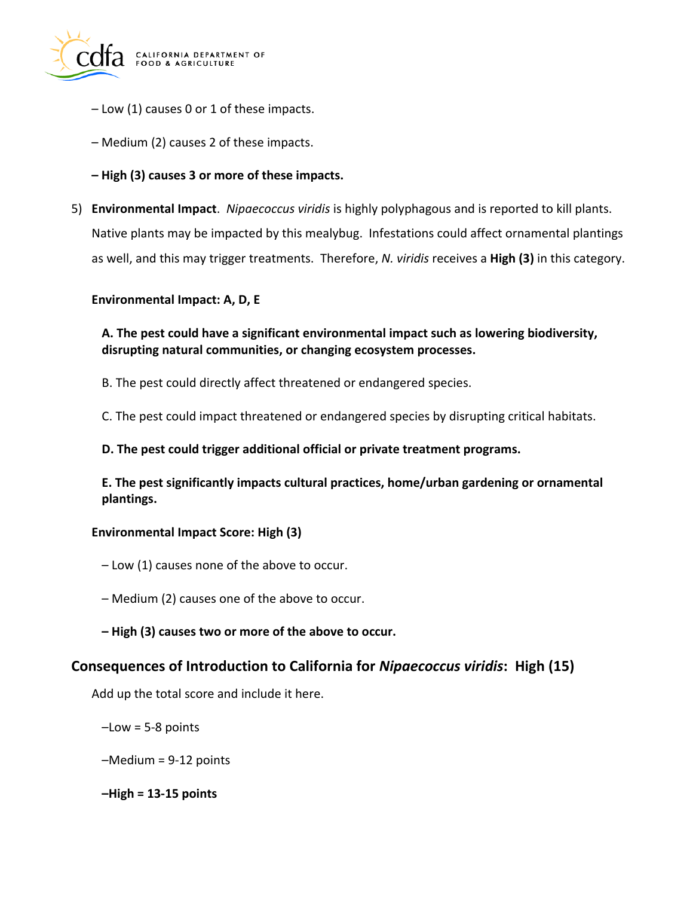– Low (1) causes 0 or 1 of these impacts.

– Medium (2) causes 2 of these impacts.

**– High (3) causes 3 or more of these impacts.**

5) **Environmental Impact**. *Nipaecoccus viridis* is highly polyphagous and is reported to kill plants. Native plants may be impacted by this mealybug. Infestations could affect ornamental plantings as well, and this may trigger treatments. Therefore, *N. viridis* receives a **High (3)** in this category.

**Environmental Impact: A, D, E**

**A. The pest could have a significant environmental impact such as lowering biodiversity, disrupting natural communities, or changing ecosystem processes.**

B. The pest could directly affect threatened or endangered species.

C. The pest could impact threatened or endangered species by disrupting critical habitats.

**D. The pest could trigger additional official or private treatment programs.**

**E. The pest significantly impacts cultural practices, home/urban gardening or ornamental plantings.**

**Environmental Impact Score: High (3)**

– Low (1) causes none of the above to occur.

– Medium (2) causes one of the above to occur.

**– High (3) causes two or more of the above to occur.**

## Consequences of Introduction to California for *Nipaecoccus viridis*: High (15)

Add up the total score and include it here.

–Low = 5-8 points

–Medium = 9-12 points

**–High = 13-15 points**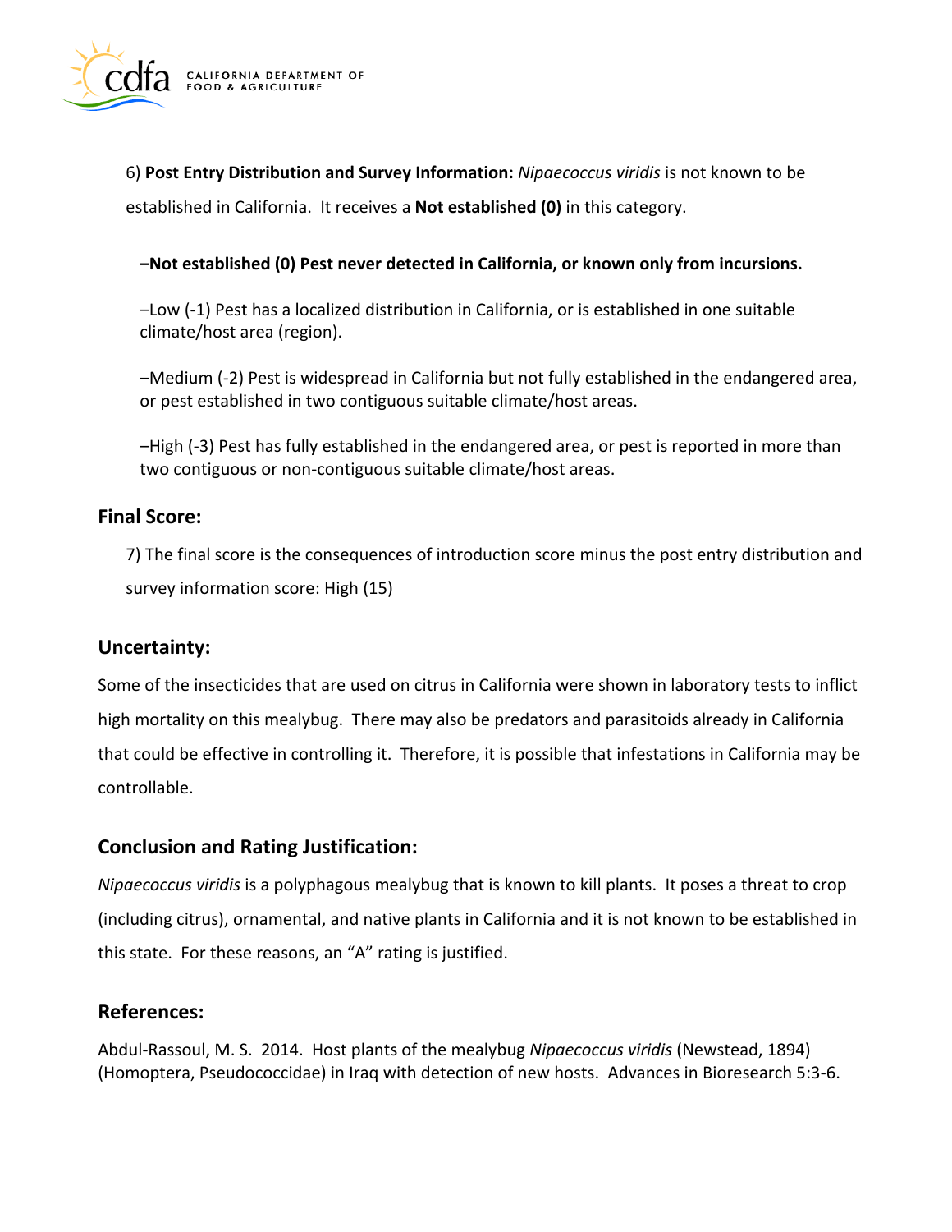6) **Post Entry Distribution and Survey Information:** *Nipaecoccus viridis* is not known to be established in California. It receives a **Not established (0)** in this category.

**–Not established (0) Pest never detected in California, or known only from incursions.**

–Low (-1) Pest has a localized distribution in California, or is established in one suitable climate/host area (region).

–Medium (-2) Pest is widespread in California but not fully established in the endangered area, or pest established in two contiguous suitable climate/host areas.

–High (-3) Pest has fully established in the endangered area, or pest is reported in more than two contiguous or non-contiguous suitable climate/host areas.

## Final Score:

7) The final score is the consequences of introduction score minus the post entry distribution and survey information score: High (15)

## Uncertainty:

Some of the insecticides that are used on citrus in California were shown in laboratory tests to inflict high mortality on this mealybug. There may also be predators and parasitoids already in California that could be effective in controlling it. Therefore, it is possible that infestations in California may be controllable.

## Conclusion and Rating Justification:

*Nipaecoccus viridis* is a polyphagous mealybug that is known to kill plants. It poses a threat to crop (including citrus), ornamental, and native plants in California and it is not known to be established in this state. For these reasons, an "A" rating is justified.

## References:

Abdul-Rassoul, M. S. 2014. Host plants of the mealybug *Nipaecoccus viridis* (Newstead, 1894) (Homoptera, Pseudococcidae) in Iraq with detection of new hosts. Advances in Bioresearch 5:3-6.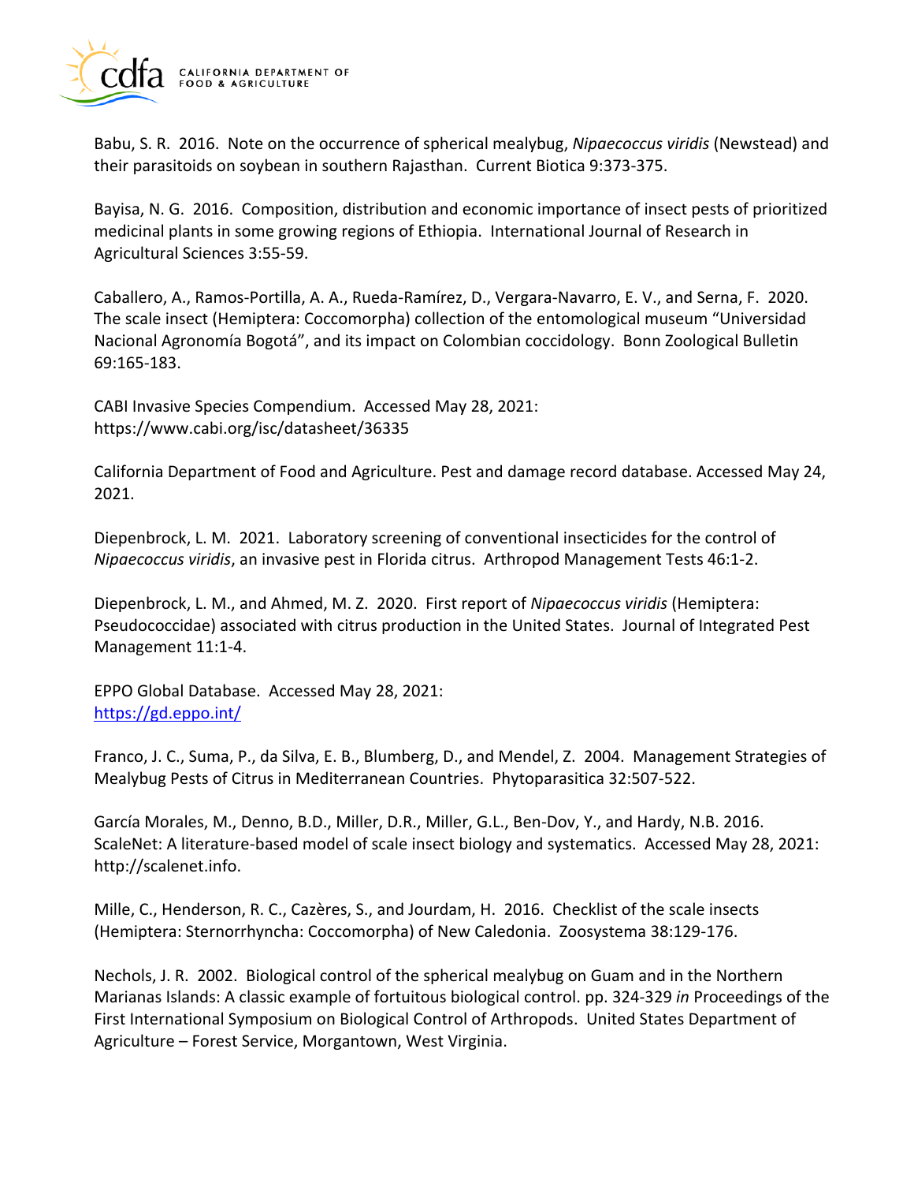Babu, S. R. 2016. Note on the occurrence of spherical mealybug, *Nipaecoccus viridis* (Newstead) and their parasitoids on soybean in southern Rajasthan. Current Biotica 9:373-375.

Bayisa, N. G. 2016. Composition, distribution and economic importance of insect pests of prioritized medicinal plants in some growing regions of Ethiopia. International Journal of Research in Agricultural Sciences 3:55-59.

Caballero, A., Ramos-Portilla, A. A., Rueda-Ramírez, D., Vergara-Navarro, E. V., and Serna, F. 2020. The scale insect (Hemiptera: Coccomorpha) collection of the entomological museum "Universidad Nacional Agronomía Bogotá", and its impact on Colombian coccidology. Bonn Zoological Bulletin 69:165-183.

CABI Invasive Species Compendium. Accessed May 28, 2021: https://www.cabi.org/isc/datasheet/36335

California Department of Food and Agriculture. Pest and damage record database. Accessed May 24, 2021.

Diepenbrock, L. M. 2021. Laboratory screening of conventional insecticides for the control of *Nipaecoccus viridis*, an invasive pest in Florida citrus. Arthropod Management Tests 46:1-2.

Diepenbrock, L. M., and Ahmed, M. Z. 2020. First report of *Nipaecoccus viridis* (Hemiptera: Pseudococcidae) associated with citrus production in the United States. Journal of Integrated Pest Management 11:1-4.

EPPO Global Database. Accessed May 28, 2021: https://gd.eppo.int/

Franco, J. C., Suma, P., da Silva, E. B., Blumberg, D., and Mendel, Z. 2004. Management Strategies of Mealybug Pests of Citrus in Mediterranean Countries. Phytoparasitica 32:507-522.

García Morales, M., Denno, B.D., Miller, D.R., Miller, G.L., Ben-Dov, Y., and Hardy, N.B. 2016. ScaleNet: A literature-based model of scale insect biology and systematics. Accessed May 28, 2021: http://scalenet.info.

Mille, C., Henderson, R. C., Cazères, S., and Jourdam, H. 2016. Checklist of the scale insects (Hemiptera: Sternorrhyncha: Coccomorpha) of New Caledonia. Zoosystema 38:129-176.

Nechols, J. R. 2002. Biological control of the spherical mealybug on Guam and in the Northern Marianas Islands: A classic example of fortuitous biological control. pp. 324-329 *in* Proceedings of the First International Symposium on Biological Control of Arthropods. United States Department of Agriculture – Forest Service, Morgantown, West Virginia.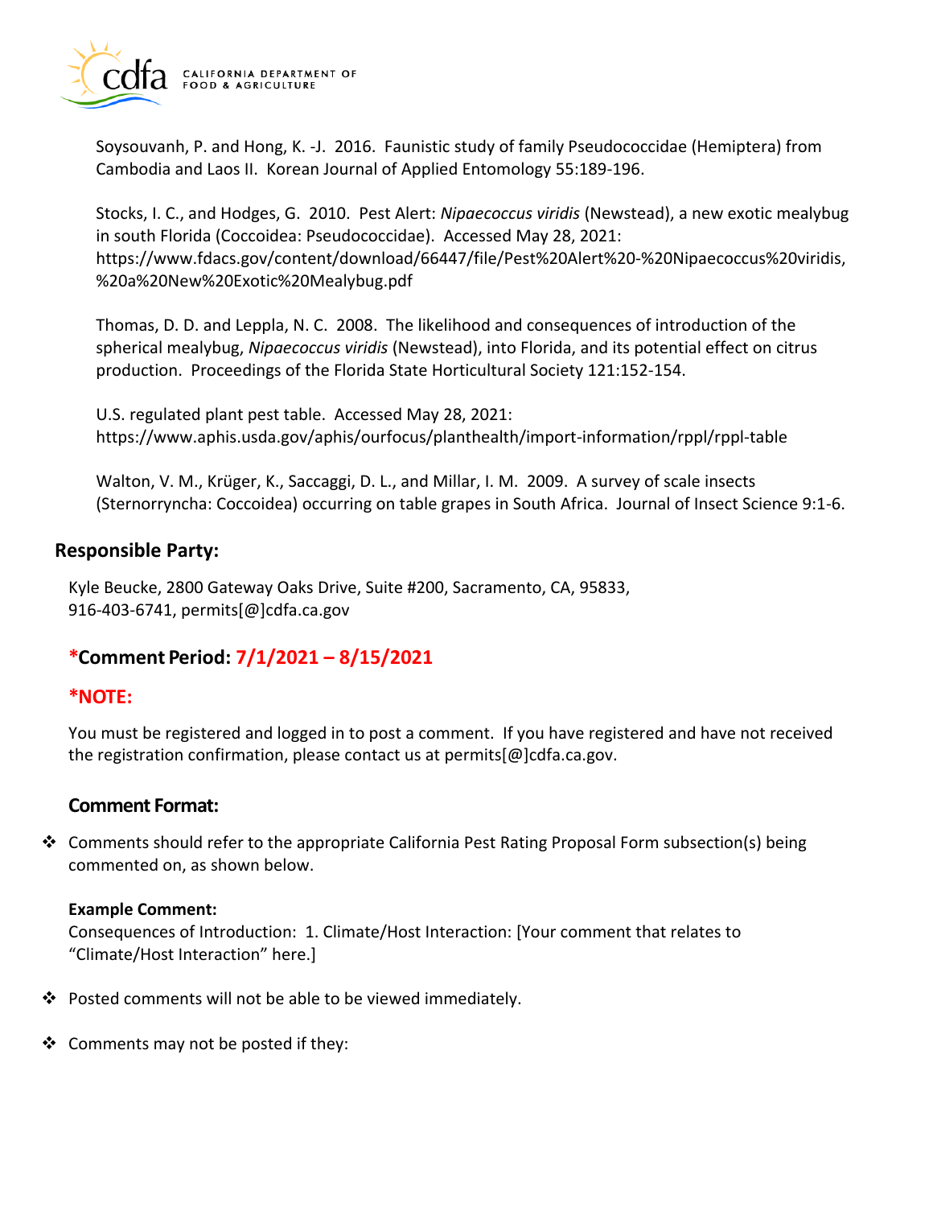Soysouvanh, P. and Hong, K. -J. 2016. Faunistic study of family Pseudococcidae (Hemiptera) from Cambodia and Laos II. Korean Journal of Applied Entomology 55:189-196.

Stocks, I. C., and Hodges, G. 2010. Pest Alert: *Nipaecoccus viridis* (Newstead), a new exotic mealybug in south Florida (Coccoidea: Pseudococcidae). Accessed May 28, 2021: https://www.fdacs.gov/content/download/66447/file/Pest%20Alert%20-%20Nipaecoccus%20viridis,%20a%20New%20Exotic%20Mealybug.pdf

Thomas, D. D. and Leppla, N. C. 2008. The likelihood and consequences of introduction of the spherical mealybug, *Nipaecoccus viridis* (Newstead), into Florida, and its potential effect on citrus production. Proceedings of the Florida State Horticultural Society 121:152-154.

U.S. regulated plant pest table. Accessed May 28, 2021: https://www.aphis.usda.gov/aphis/ourfocus/planthealth/import-information/rppl/rppl-table

Walton, V. M., Krüger, K., Saccaggi, D. L., and Millar, I. M. 2009. A survey of scale insects (Sternorryncha: Coccoidea) occurring on table grapes in South Africa. Journal of Insect Science 9:1-6.

## Responsible Party:

Kyle Beucke, 2800 Gateway Oaks Drive, Suite #200, Sacramento, CA, 95833, 916-403-6741, permits[@]cdfa.ca.gov

### ***Comment Period:** 7/1/2021 – 8/15/2021

### *NOTE:

You must be registered and logged in to post a comment. If you have registered and have not received the registration confirmation, please contact us at permits[@]cdfa.ca.gov.

### Comment Format:

- Comments should refer to the appropriate California Pest Rating Proposal Form subsection(s) being commented on, as shown below.

**Example Comment:**
Consequences of Introduction: 1. Climate/Host Interaction: [Your comment that relates to "Climate/Host Interaction" here.]

- Posted comments will not be able to be viewed immediately.
- Comments may not be posted if they: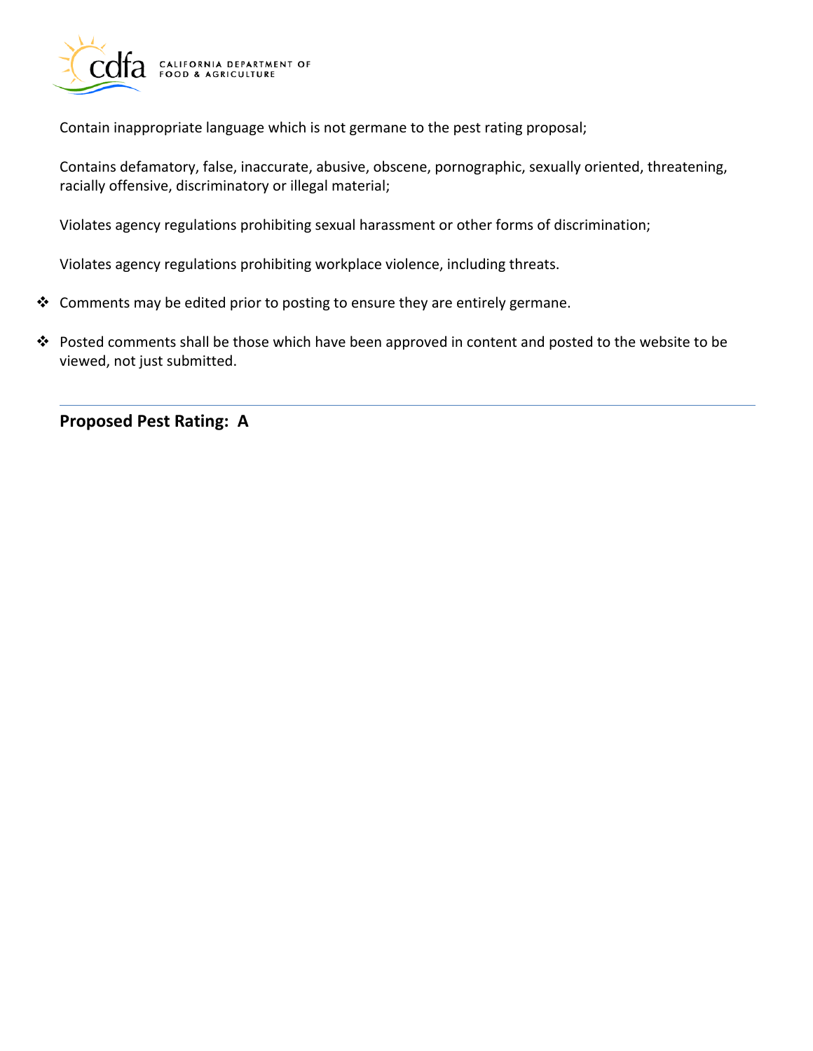Contain inappropriate language which is not germane to the pest rating proposal;

Contains defamatory, false, inaccurate, abusive, obscene, pornographic, sexually oriented, threatening, racially offensive, discriminatory or illegal material;

Violates agency regulations prohibiting sexual harassment or other forms of discrimination;

Violates agency regulations prohibiting workplace violence, including threats.

- Comments may be edited prior to posting to ensure they are entirely germane.
- Posted comments shall be those which have been approved in content and posted to the website to be viewed, not just submitted.

---

**Proposed Pest Rating: A**